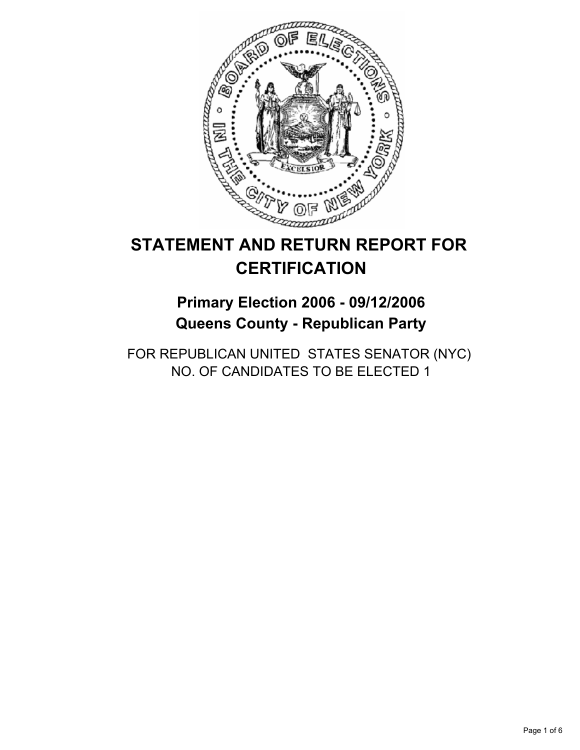# STATEMENT AND RETURN REPORT FOR CERTIFICATION

## Primary Election 2006 - 09/12/2006
## Queens County - Republican Party

FOR REPUBLICAN UNITED STATES SENATOR (NYC)
NO. OF CANDIDATES TO BE ELECTED 1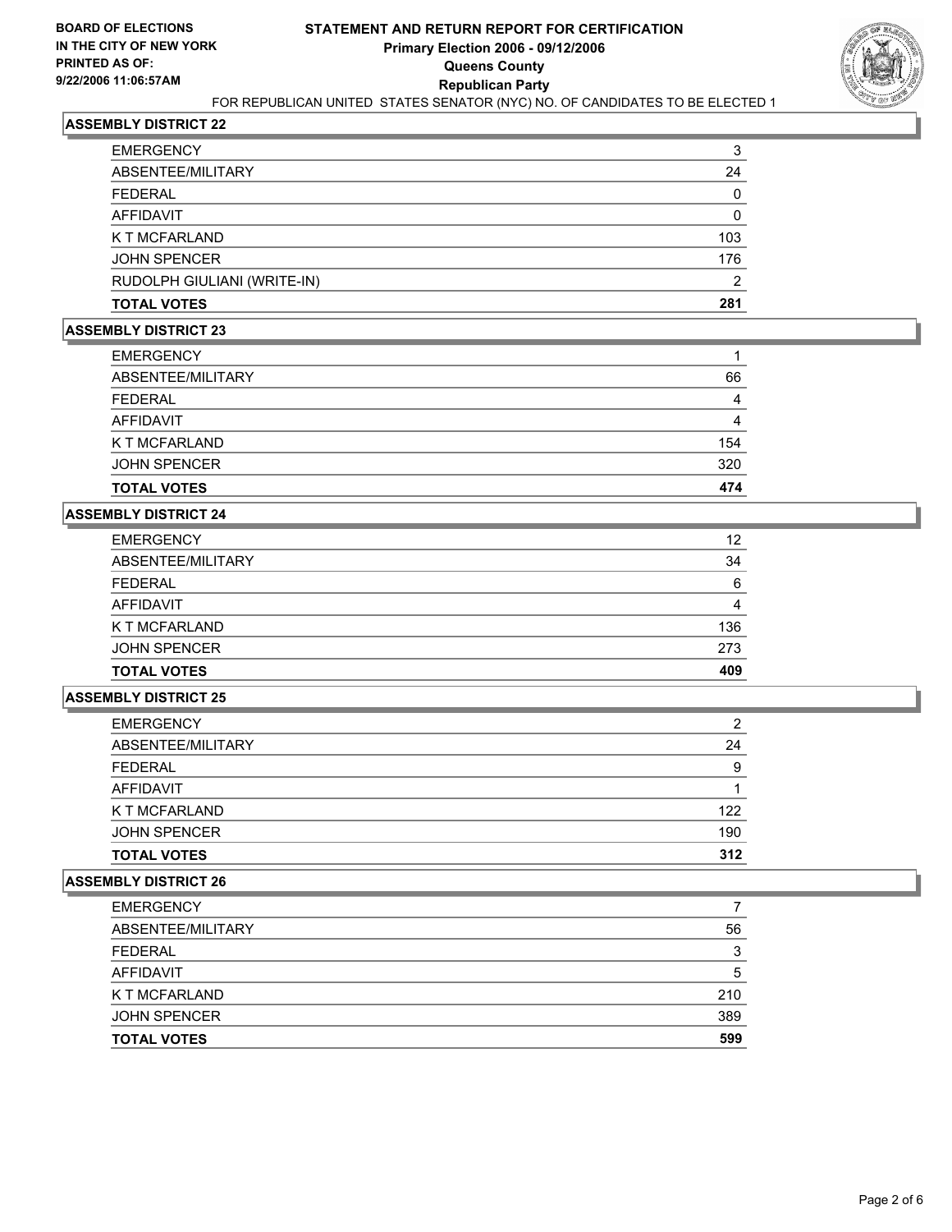**BOARD OF ELECTIONS**
**IN THE CITY OF NEW YORK**
**PRINTED AS OF:**
**9/22/2006 11:06:57AM**

# STATEMENT AND RETURN REPORT FOR CERTIFICATION
## Primary Election 2006 - 09/12/2006
## Queens County
## Republican Party

FOR REPUBLICAN UNITED STATES SENATOR (NYC) NO. OF CANDIDATES TO BE ELECTED 1

### ASSEMBLY DISTRICT 22

| | |
|---|---|
| EMERGENCY | 3 |
| ABSENTEE/MILITARY | 24 |
| FEDERAL | 0 |
| AFFIDAVIT | 0 |
| K T MCFARLAND | 103 |
| JOHN SPENCER | 176 |
| RUDOLPH GIULIANI (WRITE-IN) | 2 |
| **TOTAL VOTES** | **281** |

### ASSEMBLY DISTRICT 23

| | |
|---|---|
| EMERGENCY | 1 |
| ABSENTEE/MILITARY | 66 |
| FEDERAL | 4 |
| AFFIDAVIT | 4 |
| K T MCFARLAND | 154 |
| JOHN SPENCER | 320 |
| **TOTAL VOTES** | **474** |

### ASSEMBLY DISTRICT 24

| | |
|---|---|
| EMERGENCY | 12 |
| ABSENTEE/MILITARY | 34 |
| FEDERAL | 6 |
| AFFIDAVIT | 4 |
| K T MCFARLAND | 136 |
| JOHN SPENCER | 273 |
| **TOTAL VOTES** | **409** |

### ASSEMBLY DISTRICT 25

| | |
|---|---|
| EMERGENCY | 2 |
| ABSENTEE/MILITARY | 24 |
| FEDERAL | 9 |
| AFFIDAVIT | 1 |
| K T MCFARLAND | 122 |
| JOHN SPENCER | 190 |
| **TOTAL VOTES** | **312** |

### ASSEMBLY DISTRICT 26

| | |
|---|---|
| EMERGENCY | 7 |
| ABSENTEE/MILITARY | 56 |
| FEDERAL | 3 |
| AFFIDAVIT | 5 |
| K T MCFARLAND | 210 |
| JOHN SPENCER | 389 |
| **TOTAL VOTES** | **599** |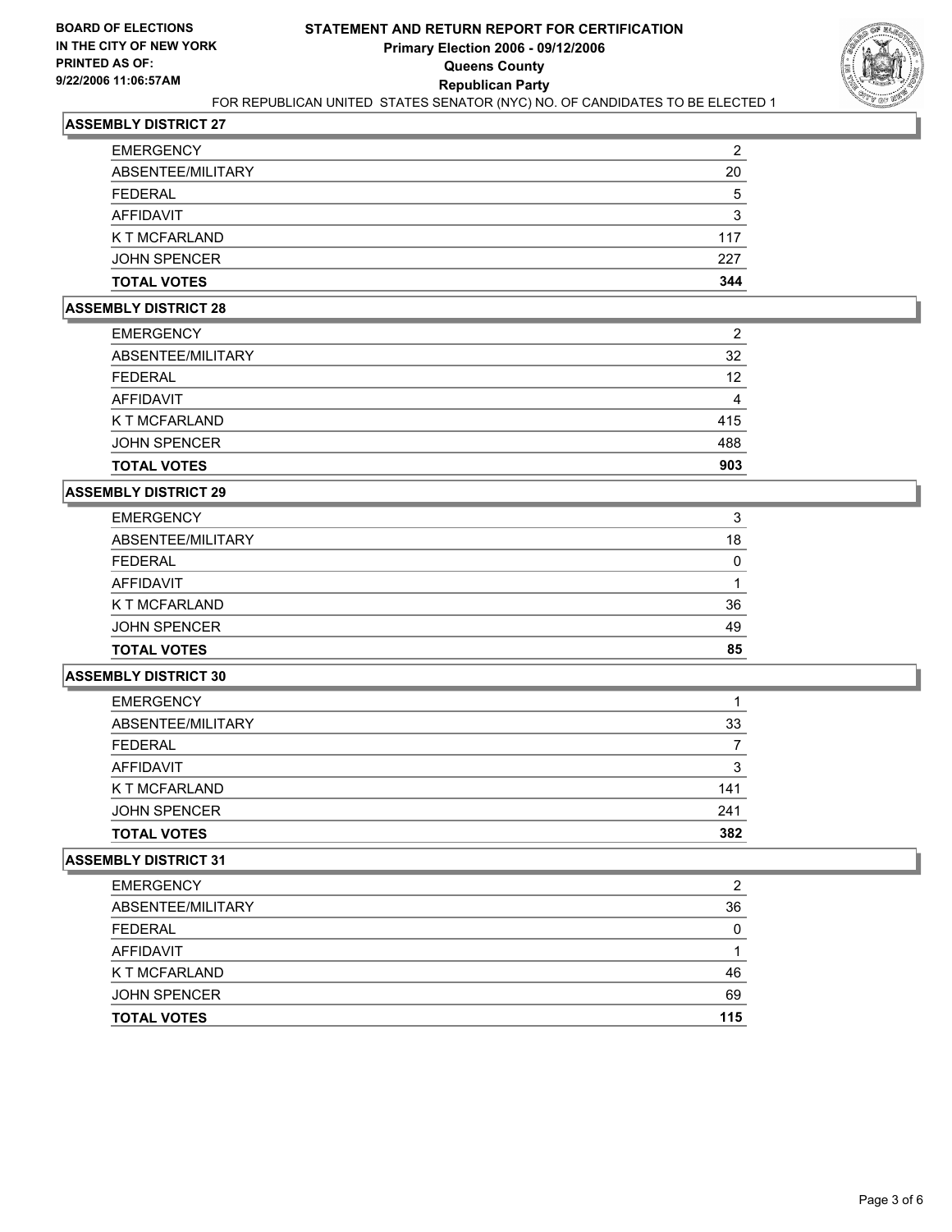**BOARD OF ELECTIONS IN THE CITY OF NEW YORK PRINTED AS OF: 9/22/2006 11:06:57AM**

# STATEMENT AND RETURN REPORT FOR CERTIFICATION
## Primary Election 2006 - 09/12/2006
## Queens County
## Republican Party

FOR REPUBLICAN UNITED STATES SENATOR (NYC) NO. OF CANDIDATES TO BE ELECTED 1

### ASSEMBLY DISTRICT 27

| | |
|---|---|
| EMERGENCY | 2 |
| ABSENTEE/MILITARY | 20 |
| FEDERAL | 5 |
| AFFIDAVIT | 3 |
| K T MCFARLAND | 117 |
| JOHN SPENCER | 227 |
| **TOTAL VOTES** | **344** |

### ASSEMBLY DISTRICT 28

| | |
|---|---|
| EMERGENCY | 2 |
| ABSENTEE/MILITARY | 32 |
| FEDERAL | 12 |
| AFFIDAVIT | 4 |
| K T MCFARLAND | 415 |
| JOHN SPENCER | 488 |
| **TOTAL VOTES** | **903** |

### ASSEMBLY DISTRICT 29

| | |
|---|---|
| EMERGENCY | 3 |
| ABSENTEE/MILITARY | 18 |
| FEDERAL | 0 |
| AFFIDAVIT | 1 |
| K T MCFARLAND | 36 |
| JOHN SPENCER | 49 |
| **TOTAL VOTES** | **85** |

### ASSEMBLY DISTRICT 30

| | |
|---|---|
| EMERGENCY | 1 |
| ABSENTEE/MILITARY | 33 |
| FEDERAL | 7 |
| AFFIDAVIT | 3 |
| K T MCFARLAND | 141 |
| JOHN SPENCER | 241 |
| **TOTAL VOTES** | **382** |

### ASSEMBLY DISTRICT 31

| | |
|---|---|
| EMERGENCY | 2 |
| ABSENTEE/MILITARY | 36 |
| FEDERAL | 0 |
| AFFIDAVIT | 1 |
| K T MCFARLAND | 46 |
| JOHN SPENCER | 69 |
| **TOTAL VOTES** | **115** |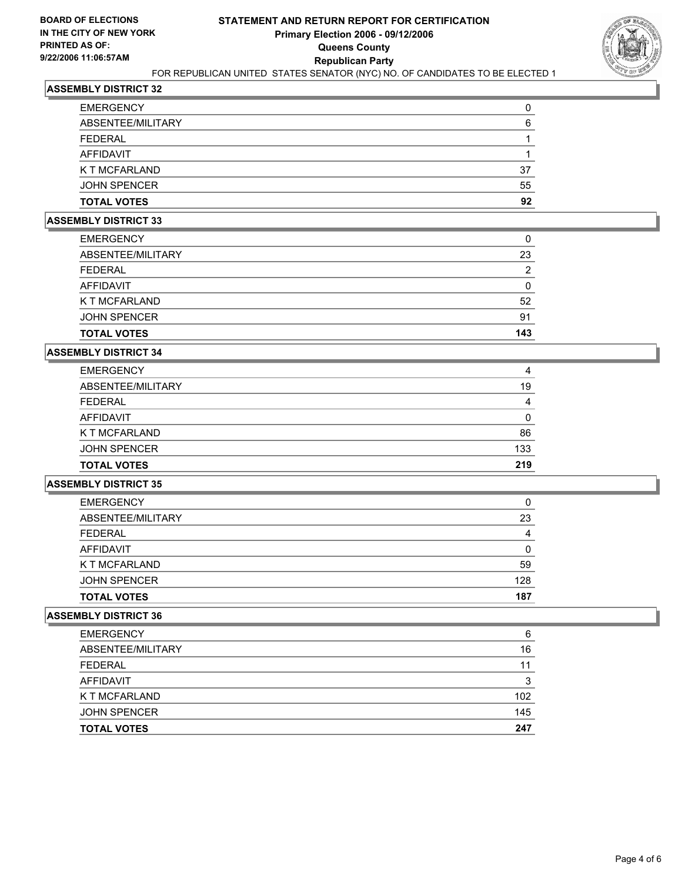**BOARD OF ELECTIONS IN THE CITY OF NEW YORK PRINTED AS OF: 9/22/2006 11:06:57AM**

# STATEMENT AND RETURN REPORT FOR CERTIFICATION
## Primary Election 2006 - 09/12/2006
## Queens County
## Republican Party
### FOR REPUBLICAN UNITED STATES SENATOR (NYC) NO. OF CANDIDATES TO BE ELECTED 1

**ASSEMBLY DISTRICT 32**

| | |
|---|---|
| EMERGENCY | 0 |
| ABSENTEE/MILITARY | 6 |
| FEDERAL | 1 |
| AFFIDAVIT | 1 |
| K T MCFARLAND | 37 |
| JOHN SPENCER | 55 |
| **TOTAL VOTES** | **92** |

**ASSEMBLY DISTRICT 33**

| | |
|---|---|
| EMERGENCY | 0 |
| ABSENTEE/MILITARY | 23 |
| FEDERAL | 2 |
| AFFIDAVIT | 0 |
| K T MCFARLAND | 52 |
| JOHN SPENCER | 91 |
| **TOTAL VOTES** | **143** |

**ASSEMBLY DISTRICT 34**

| | |
|---|---|
| EMERGENCY | 4 |
| ABSENTEE/MILITARY | 19 |
| FEDERAL | 4 |
| AFFIDAVIT | 0 |
| K T MCFARLAND | 86 |
| JOHN SPENCER | 133 |
| **TOTAL VOTES** | **219** |

**ASSEMBLY DISTRICT 35**

| | |
|---|---|
| EMERGENCY | 0 |
| ABSENTEE/MILITARY | 23 |
| FEDERAL | 4 |
| AFFIDAVIT | 0 |
| K T MCFARLAND | 59 |
| JOHN SPENCER | 128 |
| **TOTAL VOTES** | **187** |

**ASSEMBLY DISTRICT 36**

| | |
|---|---|
| EMERGENCY | 6 |
| ABSENTEE/MILITARY | 16 |
| FEDERAL | 11 |
| AFFIDAVIT | 3 |
| K T MCFARLAND | 102 |
| JOHN SPENCER | 145 |
| **TOTAL VOTES** | **247** |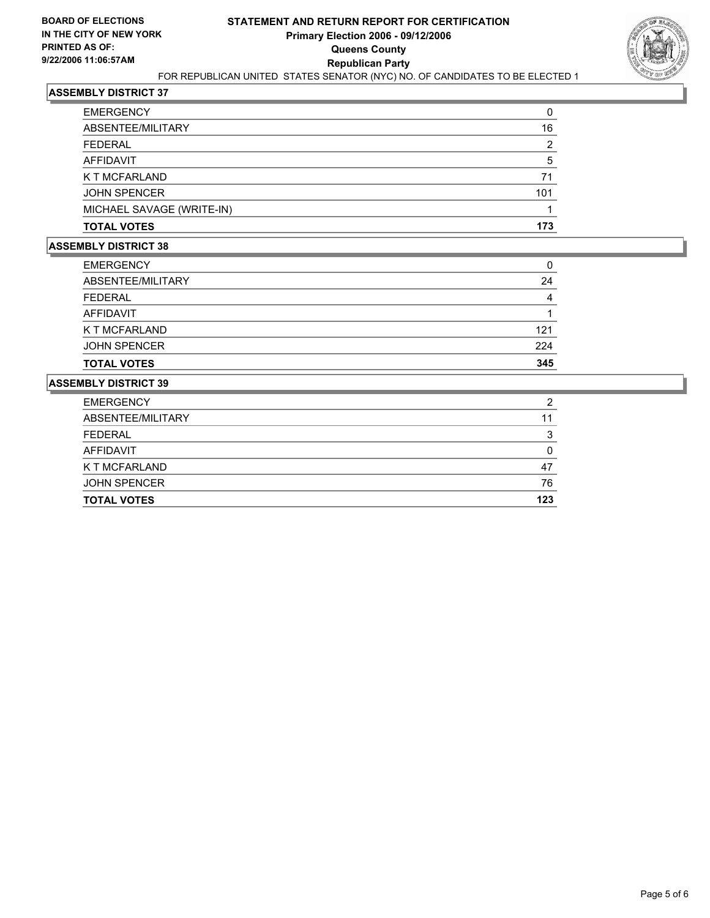**BOARD OF ELECTIONS IN THE CITY OF NEW YORK PRINTED AS OF: 9/22/2006 11:06:57AM**

# STATEMENT AND RETURN REPORT FOR CERTIFICATION
## Primary Election 2006 - 09/12/2006
## Queens County
## Republican Party

FOR REPUBLICAN UNITED STATES SENATOR (NYC) NO. OF CANDIDATES TO BE ELECTED 1

### ASSEMBLY DISTRICT 37

| | |
|---|---|
| EMERGENCY | 0 |
| ABSENTEE/MILITARY | 16 |
| FEDERAL | 2 |
| AFFIDAVIT | 5 |
| K T MCFARLAND | 71 |
| JOHN SPENCER | 101 |
| MICHAEL SAVAGE (WRITE-IN) | 1 |
| **TOTAL VOTES** | **173** |

### ASSEMBLY DISTRICT 38

| | |
|---|---|
| EMERGENCY | 0 |
| ABSENTEE/MILITARY | 24 |
| FEDERAL | 4 |
| AFFIDAVIT | 1 |
| K T MCFARLAND | 121 |
| JOHN SPENCER | 224 |
| **TOTAL VOTES** | **345** |

### ASSEMBLY DISTRICT 39

| | |
|---|---|
| EMERGENCY | 2 |
| ABSENTEE/MILITARY | 11 |
| FEDERAL | 3 |
| AFFIDAVIT | 0 |
| K T MCFARLAND | 47 |
| JOHN SPENCER | 76 |
| **TOTAL VOTES** | **123** |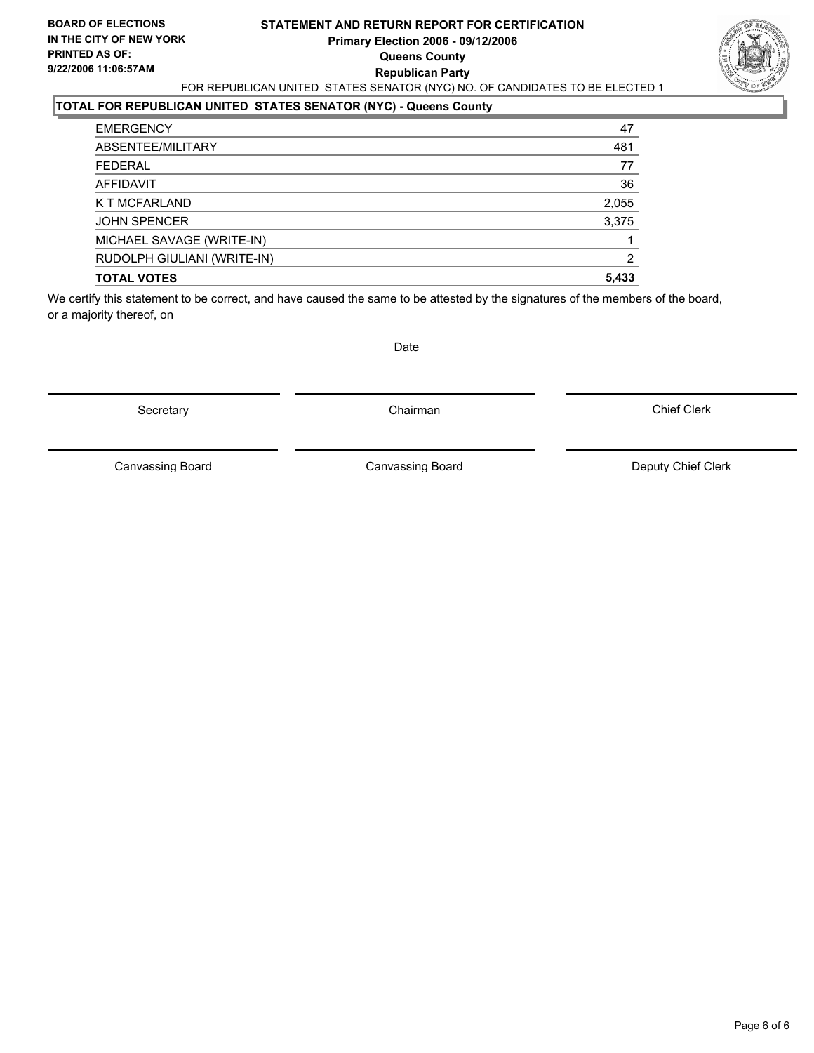**BOARD OF ELECTIONS IN THE CITY OF NEW YORK**
**PRINTED AS OF:**
**9/22/2006 11:06:57AM**

# STATEMENT AND RETURN REPORT FOR CERTIFICATION
## Primary Election 2006 - 09/12/2006
## Queens County
## Republican Party

FOR REPUBLICAN UNITED STATES SENATOR (NYC) NO. OF CANDIDATES TO BE ELECTED 1

### TOTAL FOR REPUBLICAN UNITED STATES SENATOR (NYC) - Queens County

| | |
|---|---|
| EMERGENCY | 47 |
| ABSENTEE/MILITARY | 481 |
| FEDERAL | 77 |
| AFFIDAVIT | 36 |
| K T MCFARLAND | 2,055 |
| JOHN SPENCER | 3,375 |
| MICHAEL SAVAGE (WRITE-IN) | 1 |
| RUDOLPH GIULIANI (WRITE-IN) | 2 |
| **TOTAL VOTES** | **5,433** |

We certify this statement to be correct, and have caused the same to be attested by the signatures of the members of the board, or a majority thereof, on

Date

Secretary | Chairman | Chief Clerk

Canvassing Board | Canvassing Board | Deputy Chief Clerk